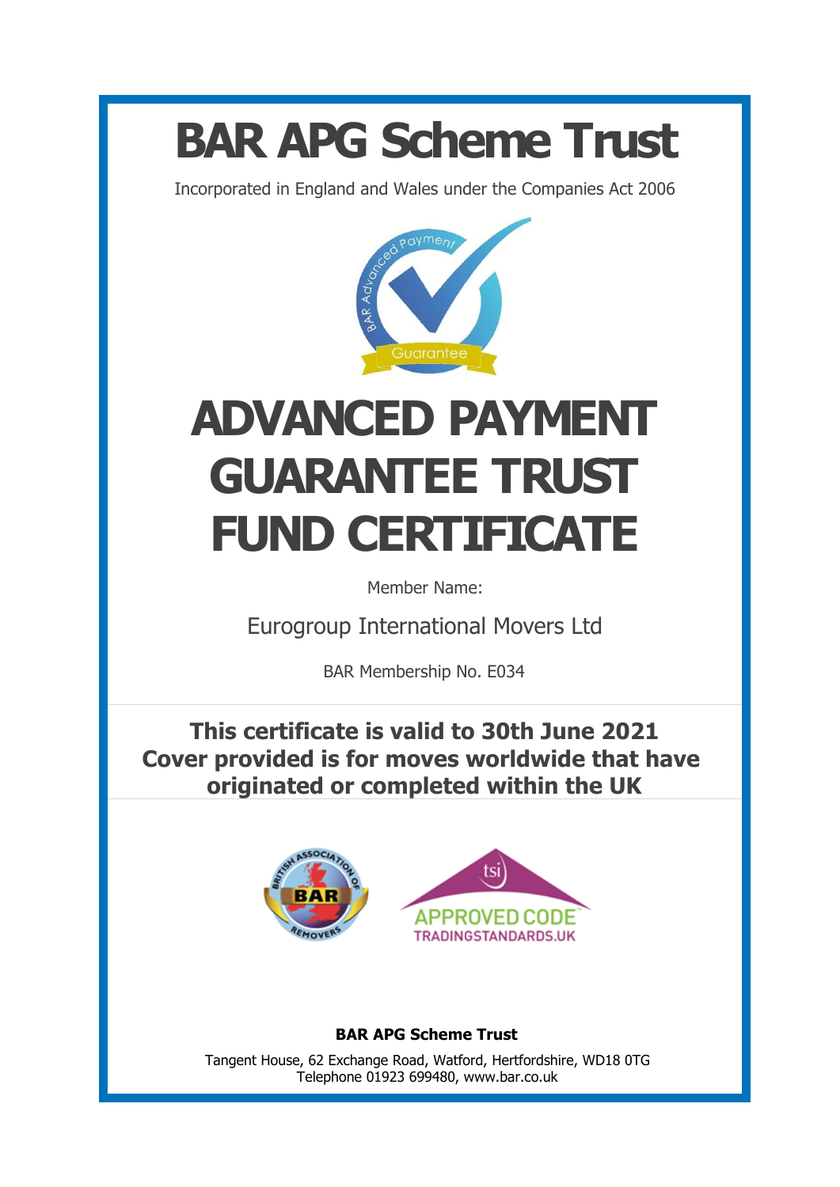# BAR APG Scheme Trust

Incorporated in England and Wales under the Companies Act 2006

# ADVANCED PAYMENT GUARANTEE TRUST FUND CERTIFICATE

Member Name:

Eurogroup International Movers Ltd

BAR Membership No. E034

**This certificate is valid to 30th June 2021**
**Cover provided is for moves worldwide that have originated or completed within the UK**

**BAR APG Scheme Trust**

Tangent House, 62 Exchange Road, Watford, Hertfordshire, WD18 0TG
Telephone 01923 699480, www.bar.co.uk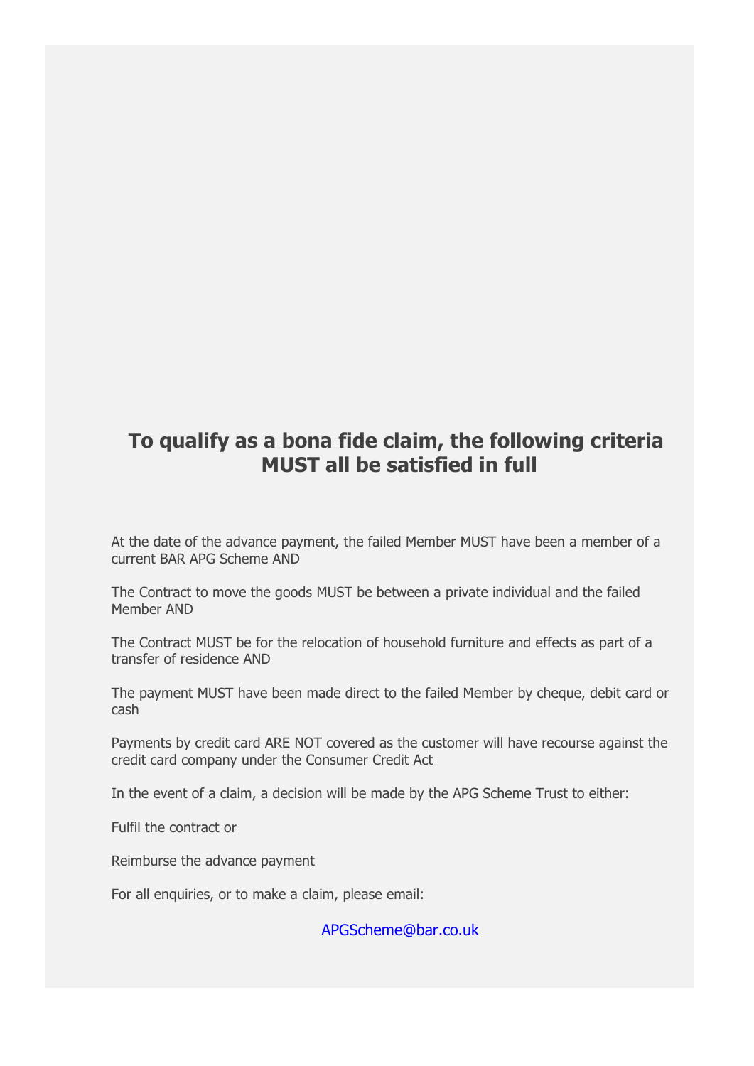## To qualify as a bona fide claim, the following criteria MUST all be satisfied in full

At the date of the advance payment, the failed Member MUST have been a member of a current BAR APG Scheme AND

The Contract to move the goods MUST be between a private individual and the failed Member AND

The Contract MUST be for the relocation of household furniture and effects as part of a transfer of residence AND

The payment MUST have been made direct to the failed Member by cheque, debit card or cash

Payments by credit card ARE NOT covered as the customer will have recourse against the credit card company under the Consumer Credit Act

In the event of a claim, a decision will be made by the APG Scheme Trust to either:

Fulfil the contract or

Reimburse the advance payment

For all enquiries, or to make a claim, please email:

APGScheme@bar.co.uk